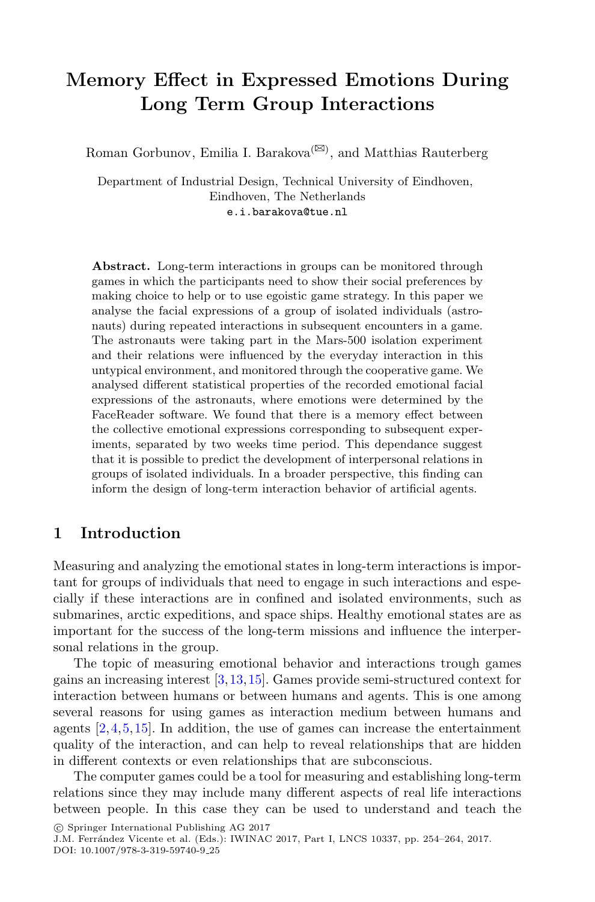# Memory Effect in Expressed Emotions During Long Term Group Interactions

Roman Gorbunov, Emilia I. Barakova(✉), and Matthias Rauterberg

Department of Industrial Design, Technical University of Eindhoven, Eindhoven, The Netherlands
e.i.barakova@tue.nl

**Abstract.** Long-term interactions in groups can be monitored through games in which the participants need to show their social preferences by making choice to help or to use egoistic game strategy. In this paper we analyse the facial expressions of a group of isolated individuals (astronauts) during repeated interactions in subsequent encounters in a game. The astronauts were taking part in the Mars-500 isolation experiment and their relations were influenced by the everyday interaction in this untypical environment, and monitored through the cooperative game. We analysed different statistical properties of the recorded emotional facial expressions of the astronauts, where emotions were determined by the FaceReader software. We found that there is a memory effect between the collective emotional expressions corresponding to subsequent experiments, separated by two weeks time period. This dependance suggest that it is possible to predict the development of interpersonal relations in groups of isolated individuals. In a broader perspective, this finding can inform the design of long-term interaction behavior of artificial agents.

## 1 Introduction

Measuring and analyzing the emotional states in long-term interactions is important for groups of individuals that need to engage in such interactions and especially if these interactions are in confined and isolated environments, such as submarines, arctic expeditions, and space ships. Healthy emotional states are as important for the success of the long-term missions and influence the interpersonal relations in the group.

The topic of measuring emotional behavior and interactions trough games gains an increasing interest [3,13,15]. Games provide semi-structured context for interaction between humans or between humans and agents. This is one among several reasons for using games as interaction medium between humans and agents [2,4,5,15]. In addition, the use of games can increase the entertainment quality of the interaction, and can help to reveal relationships that are hidden in different contexts or even relationships that are subconscious.

The computer games could be a tool for measuring and establishing long-term relations since they may include many different aspects of real life interactions between people. In this case they can be used to understand and teach the

© Springer International Publishing AG 2017
J.M. Ferrández Vicente et al. (Eds.): IWINAC 2017, Part I, LNCS 10337, pp. 254–264, 2017.
DOI: 10.1007/978-3-319-59740-9_25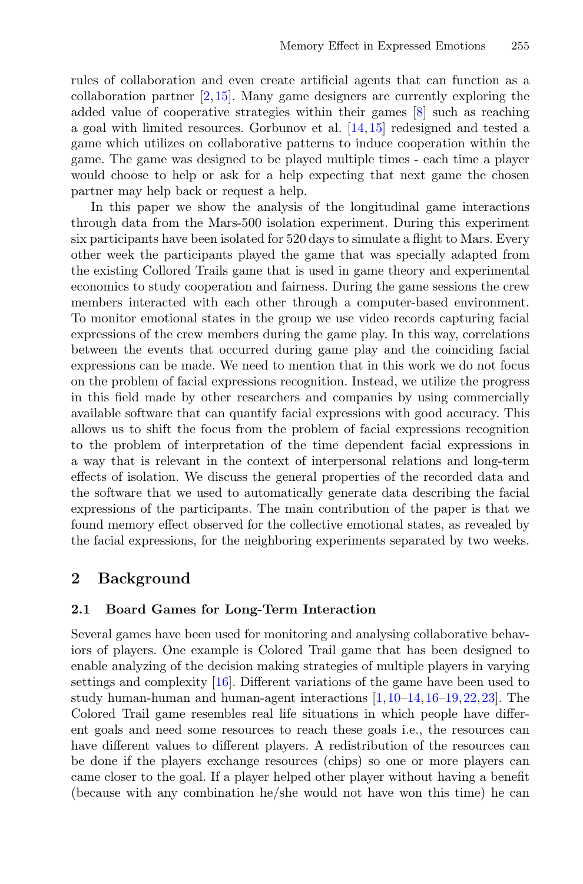rules of collaboration and even create artificial agents that can function as a collaboration partner [2,15]. Many game designers are currently exploring the added value of cooperative strategies within their games [8] such as reaching a goal with limited resources. Gorbunov et al. [14,15] redesigned and tested a game which utilizes on collaborative patterns to induce cooperation within the game. The game was designed to be played multiple times - each time a player would choose to help or ask for a help expecting that next game the chosen partner may help back or request a help.

In this paper we show the analysis of the longitudinal game interactions through data from the Mars-500 isolation experiment. During this experiment six participants have been isolated for 520 days to simulate a flight to Mars. Every other week the participants played the game that was specially adapted from the existing Collored Trails game that is used in game theory and experimental economics to study cooperation and fairness. During the game sessions the crew members interacted with each other through a computer-based environment. To monitor emotional states in the group we use video records capturing facial expressions of the crew members during the game play. In this way, correlations between the events that occurred during game play and the coinciding facial expressions can be made. We need to mention that in this work we do not focus on the problem of facial expressions recognition. Instead, we utilize the progress in this field made by other researchers and companies by using commercially available software that can quantify facial expressions with good accuracy. This allows us to shift the focus from the problem of facial expressions recognition to the problem of interpretation of the time dependent facial expressions in a way that is relevant in the context of interpersonal relations and long-term effects of isolation. We discuss the general properties of the recorded data and the software that we used to automatically generate data describing the facial expressions of the participants. The main contribution of the paper is that we found memory effect observed for the collective emotional states, as revealed by the facial expressions, for the neighboring experiments separated by two weeks.

## 2 Background

### 2.1 Board Games for Long-Term Interaction

Several games have been used for monitoring and analysing collaborative behaviors of players. One example is Colored Trail game that has been designed to enable analyzing of the decision making strategies of multiple players in varying settings and complexity [16]. Different variations of the game have been used to study human-human and human-agent interactions [1,10–14,16–19,22,23]. The Colored Trail game resembles real life situations in which people have different goals and need some resources to reach these goals i.e., the resources can have different values to different players. A redistribution of the resources can be done if the players exchange resources (chips) so one or more players can came closer to the goal. If a player helped other player without having a benefit (because with any combination he/she would not have won this time) he can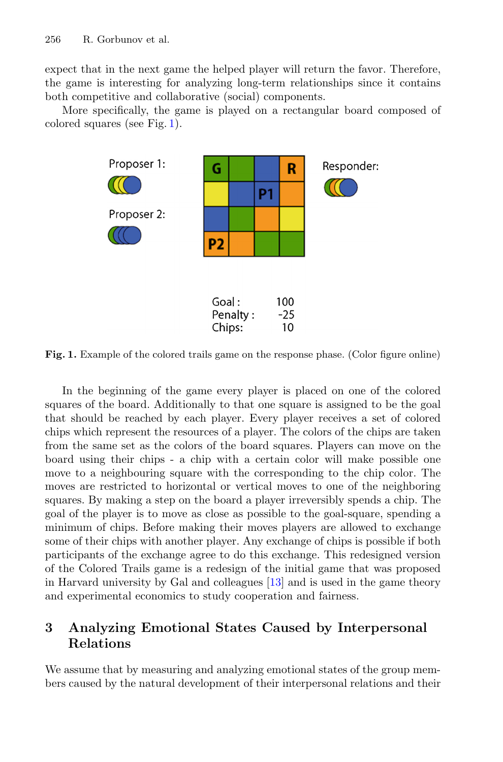expect that in the next game the helped player will return the favor. Therefore, the game is interesting for analyzing long-term relationships since it contains both competitive and collaborative (social) components.

More specifically, the game is played on a rectangular board composed of colored squares (see Fig. 1).

Fig. 1. Example of the colored trails game on the response phase. (Color figure online)

In the beginning of the game every player is placed on one of the colored squares of the board. Additionally to that one square is assigned to be the goal that should be reached by each player. Every player receives a set of colored chips which represent the resources of a player. The colors of the chips are taken from the same set as the colors of the board squares. Players can move on the board using their chips - a chip with a certain color will make possible one move to a neighbouring square with the corresponding to the chip color. The moves are restricted to horizontal or vertical moves to one of the neighboring squares. By making a step on the board a player irreversibly spends a chip. The goal of the player is to move as close as possible to the goal-square, spending a minimum of chips. Before making their moves players are allowed to exchange some of their chips with another player. Any exchange of chips is possible if both participants of the exchange agree to do this exchange. This redesigned version of the Colored Trails game is a redesign of the initial game that was proposed in Harvard university by Gal and colleagues [13] and is used in the game theory and experimental economics to study cooperation and fairness.

## 3 Analyzing Emotional States Caused by Interpersonal Relations

We assume that by measuring and analyzing emotional states of the group members caused by the natural development of their interpersonal relations and their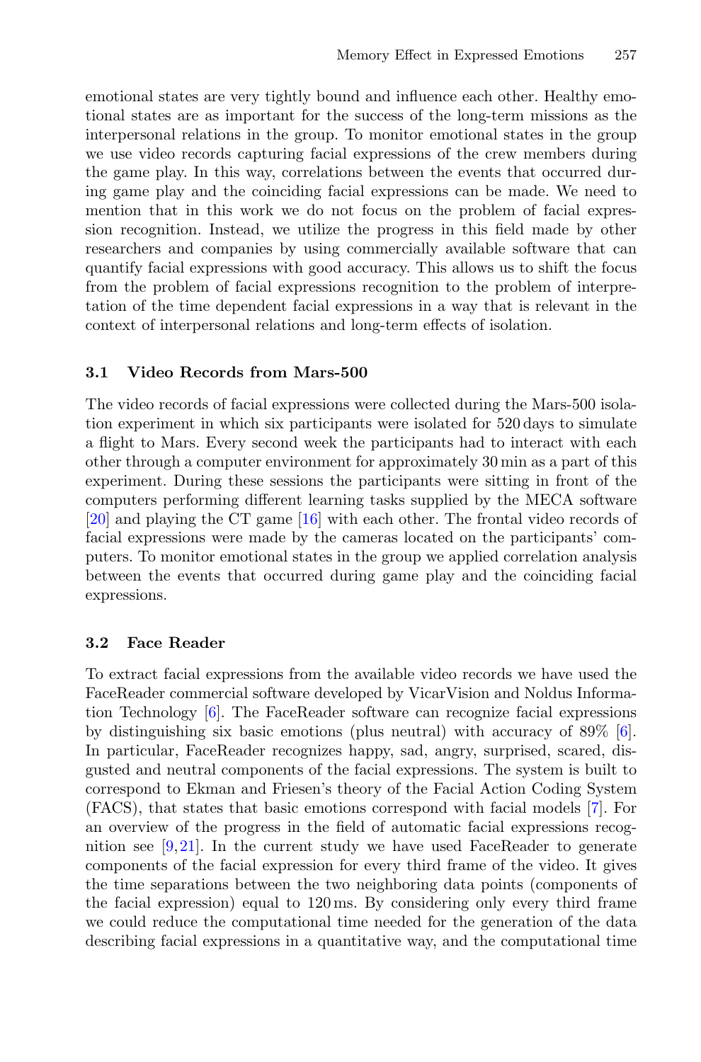emotional states are very tightly bound and influence each other. Healthy emotional states are as important for the success of the long-term missions as the interpersonal relations in the group. To monitor emotional states in the group we use video records capturing facial expressions of the crew members during the game play. In this way, correlations between the events that occurred during game play and the coinciding facial expressions can be made. We need to mention that in this work we do not focus on the problem of facial expression recognition. Instead, we utilize the progress in this field made by other researchers and companies by using commercially available software that can quantify facial expressions with good accuracy. This allows us to shift the focus from the problem of facial expressions recognition to the problem of interpretation of the time dependent facial expressions in a way that is relevant in the context of interpersonal relations and long-term effects of isolation.

### 3.1 Video Records from Mars-500

The video records of facial expressions were collected during the Mars-500 isolation experiment in which six participants were isolated for 520 days to simulate a flight to Mars. Every second week the participants had to interact with each other through a computer environment for approximately 30 min as a part of this experiment. During these sessions the participants were sitting in front of the computers performing different learning tasks supplied by the MECA software [20] and playing the CT game [16] with each other. The frontal video records of facial expressions were made by the cameras located on the participants' computers. To monitor emotional states in the group we applied correlation analysis between the events that occurred during game play and the coinciding facial expressions.

### 3.2 Face Reader

To extract facial expressions from the available video records we have used the FaceReader commercial software developed by VicarVision and Noldus Information Technology [6]. The FaceReader software can recognize facial expressions by distinguishing six basic emotions (plus neutral) with accuracy of 89% [6]. In particular, FaceReader recognizes happy, sad, angry, surprised, scared, disgusted and neutral components of the facial expressions. The system is built to correspond to Ekman and Friesen's theory of the Facial Action Coding System (FACS), that states that basic emotions correspond with facial models [7]. For an overview of the progress in the field of automatic facial expressions recognition see [9,21]. In the current study we have used FaceReader to generate components of the facial expression for every third frame of the video. It gives the time separations between the two neighboring data points (components of the facial expression) equal to 120 ms. By considering only every third frame we could reduce the computational time needed for the generation of the data describing facial expressions in a quantitative way, and the computational time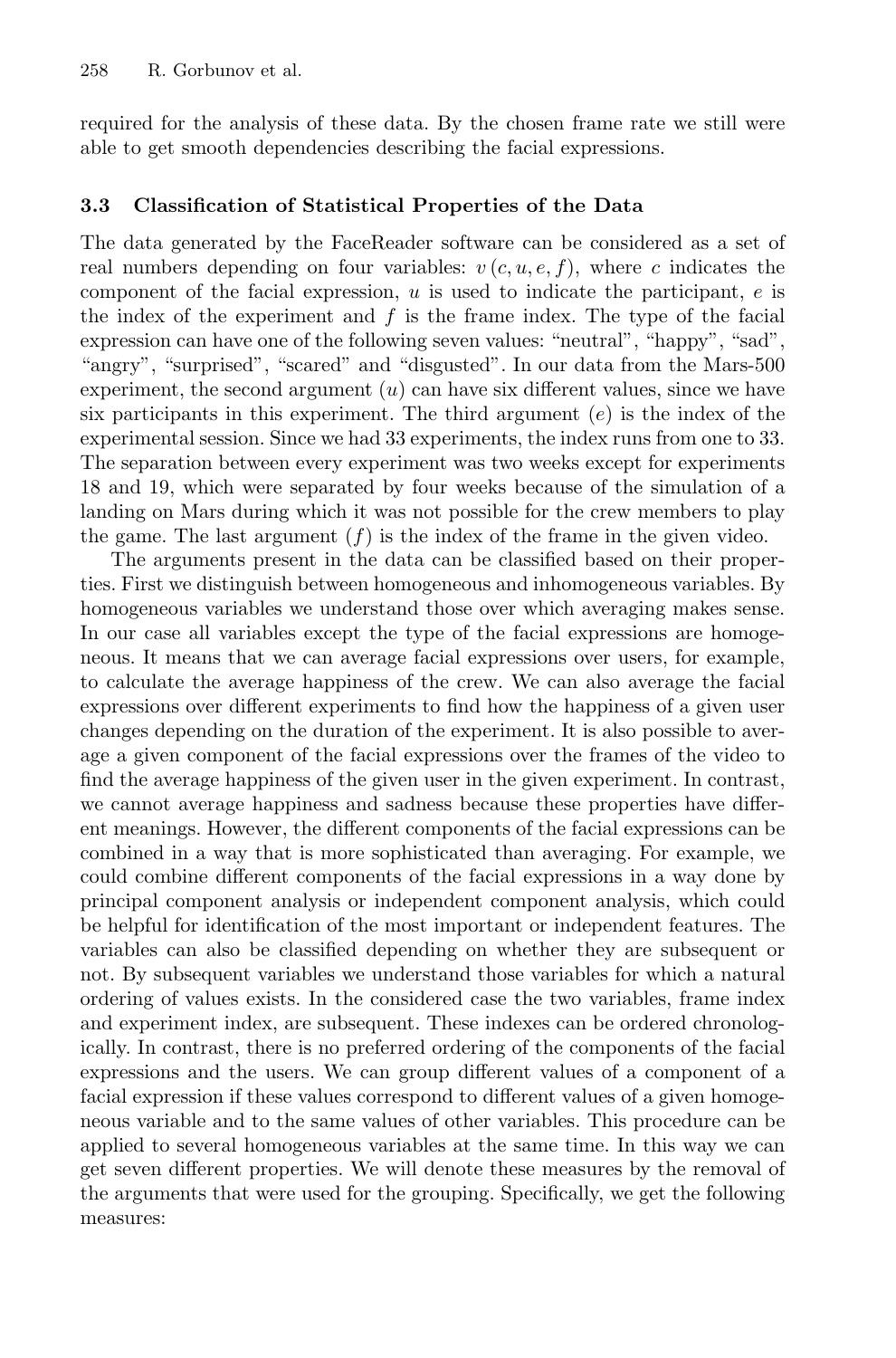required for the analysis of these data. By the chosen frame rate we still were able to get smooth dependencies describing the facial expressions.

### 3.3 Classification of Statistical Properties of the Data

The data generated by the FaceReader software can be considered as a set of real numbers depending on four variables: $v\,(c, u, e, f)$, where $c$ indicates the component of the facial expression, $u$ is used to indicate the participant, $e$ is the index of the experiment and $f$ is the frame index. The type of the facial expression can have one of the following seven values: "neutral", "happy", "sad", "angry", "surprised", "scared" and "disgusted". In our data from the Mars-500 experiment, the second argument ($u$) can have six different values, since we have six participants in this experiment. The third argument ($e$) is the index of the experimental session. Since we had 33 experiments, the index runs from one to 33. The separation between every experiment was two weeks except for experiments 18 and 19, which were separated by four weeks because of the simulation of a landing on Mars during which it was not possible for the crew members to play the game. The last argument ($f$) is the index of the frame in the given video.

The arguments present in the data can be classified based on their properties. First we distinguish between homogeneous and inhomogeneous variables. By homogeneous variables we understand those over which averaging makes sense. In our case all variables except the type of the facial expressions are homogeneous. It means that we can average facial expressions over users, for example, to calculate the average happiness of the crew. We can also average the facial expressions over different experiments to find how the happiness of a given user changes depending on the duration of the experiment. It is also possible to average a given component of the facial expressions over the frames of the video to find the average happiness of the given user in the given experiment. In contrast, we cannot average happiness and sadness because these properties have different meanings. However, the different components of the facial expressions can be combined in a way that is more sophisticated than averaging. For example, we could combine different components of the facial expressions in a way done by principal component analysis or independent component analysis, which could be helpful for identification of the most important or independent features. The variables can also be classified depending on whether they are subsequent or not. By subsequent variables we understand those variables for which a natural ordering of values exists. In the considered case the two variables, frame index and experiment index, are subsequent. These indexes can be ordered chronologically. In contrast, there is no preferred ordering of the components of the facial expressions and the users. We can group different values of a component of a facial expression if these values correspond to different values of a given homogeneous variable and to the same values of other variables. This procedure can be applied to several homogeneous variables at the same time. In this way we can get seven different properties. We will denote these measures by the removal of the arguments that were used for the grouping. Specifically, we get the following measures: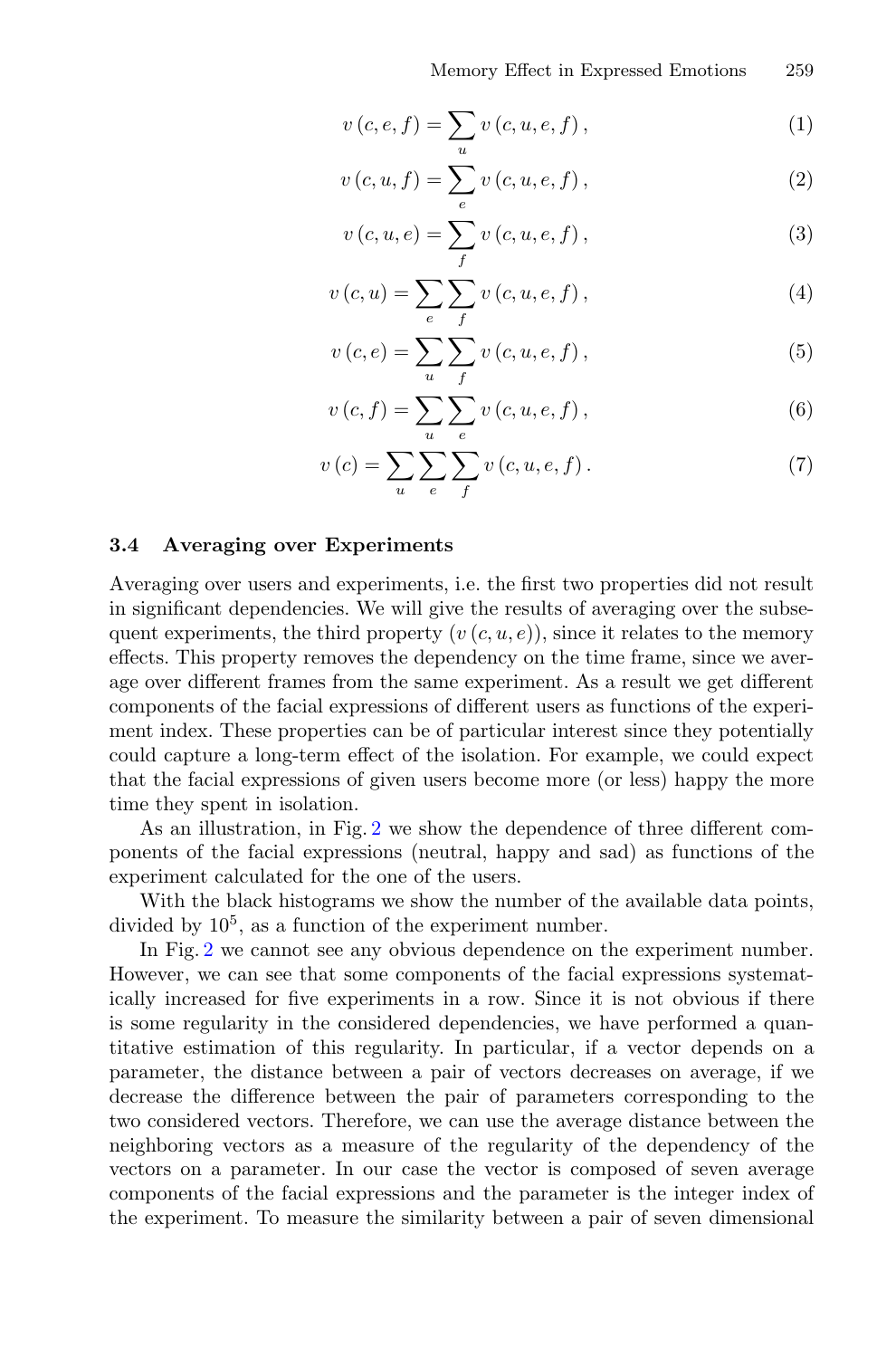$$v(c, e, f) = \sum_{u} v(c, u, e, f), \tag{1}$$

$$v(c, u, f) = \sum_{e} v(c, u, e, f), \tag{2}$$

$$v(c, u, e) = \sum_{f} v(c, u, e, f), \tag{3}$$

$$v(c, u) = \sum_{e} \sum_{f} v(c, u, e, f), \tag{4}$$

$$v(c, e) = \sum_{u} \sum_{f} v(c, u, e, f), \tag{5}$$

$$v(c, f) = \sum_{u} \sum_{e} v(c, u, e, f), \tag{6}$$

$$v(c) = \sum_{u} \sum_{e} \sum_{f} v(c, u, e, f). \tag{7}$$

### 3.4 Averaging over Experiments

Averaging over users and experiments, i.e. the first two properties did not result in significant dependencies. We will give the results of averaging over the subsequent experiments, the third property ($v(c, u, e)$), since it relates to the memory effects. This property removes the dependency on the time frame, since we average over different frames from the same experiment. As a result we get different components of the facial expressions of different users as functions of the experiment index. These properties can be of particular interest since they potentially could capture a long-term effect of the isolation. For example, we could expect that the facial expressions of given users become more (or less) happy the more time they spent in isolation.

As an illustration, in Fig. 2 we show the dependence of three different components of the facial expressions (neutral, happy and sad) as functions of the experiment calculated for the one of the users.

With the black histograms we show the number of the available data points, divided by $10^5$, as a function of the experiment number.

In Fig. 2 we cannot see any obvious dependence on the experiment number. However, we can see that some components of the facial expressions systematically increased for five experiments in a row. Since it is not obvious if there is some regularity in the considered dependencies, we have performed a quantitative estimation of this regularity. In particular, if a vector depends on a parameter, the distance between a pair of vectors decreases on average, if we decrease the difference between the pair of parameters corresponding to the two considered vectors. Therefore, we can use the average distance between the neighboring vectors as a measure of the regularity of the dependency of the vectors on a parameter. In our case the vector is composed of seven average components of the facial expressions and the parameter is the integer index of the experiment. To measure the similarity between a pair of seven dimensional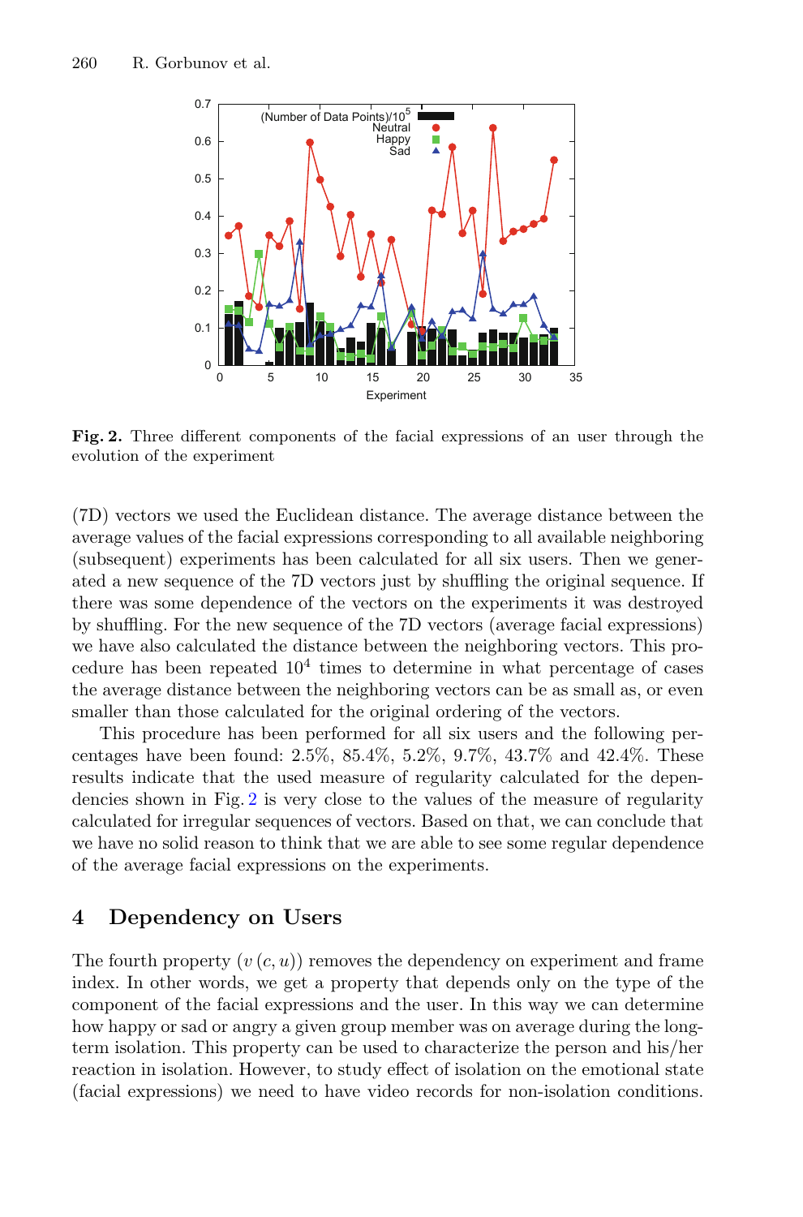**Fig. 2.** Three different components of the facial expressions of an user through the evolution of the experiment

(7D) vectors we used the Euclidean distance. The average distance between the average values of the facial expressions corresponding to all available neighboring (subsequent) experiments has been calculated for all six users. Then we generated a new sequence of the 7D vectors just by shuffling the original sequence. If there was some dependence of the vectors on the experiments it was destroyed by shuffling. For the new sequence of the 7D vectors (average facial expressions) we have also calculated the distance between the neighboring vectors. This procedure has been repeated $10^4$ times to determine in what percentage of cases the average distance between the neighboring vectors can be as small as, or even smaller than those calculated for the original ordering of the vectors.

This procedure has been performed for all six users and the following percentages have been found: 2.5%, 85.4%, 5.2%, 9.7%, 43.7% and 42.4%. These results indicate that the used measure of regularity calculated for the dependencies shown in Fig. 2 is very close to the values of the measure of regularity calculated for irregular sequences of vectors. Based on that, we can conclude that we have no solid reason to think that we are able to see some regular dependence of the average facial expressions on the experiments.

## 4 Dependency on Users

The fourth property ($v(c, u)$) removes the dependency on experiment and frame index. In other words, we get a property that depends only on the type of the component of the facial expressions and the user. In this way we can determine how happy or sad or angry a given group member was on average during the long-term isolation. This property can be used to characterize the person and his/her reaction in isolation. However, to study effect of isolation on the emotional state (facial expressions) we need to have video records for non-isolation conditions.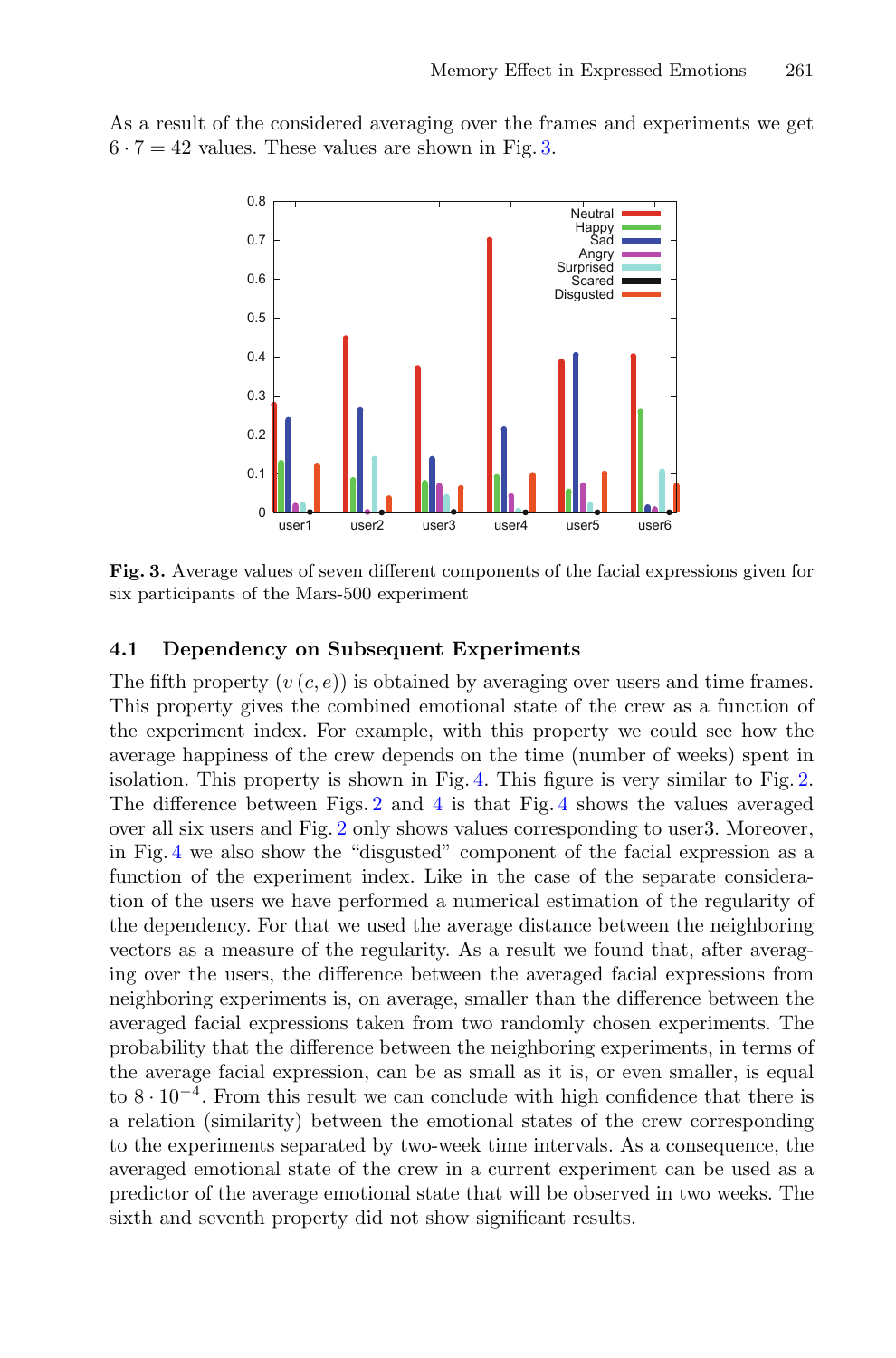As a result of the considered averaging over the frames and experiments we get $6 \cdot 7 = 42$ values. These values are shown in Fig. 3.

**Fig. 3.** Average values of seven different components of the facial expressions given for six participants of the Mars-500 experiment

### 4.1 Dependency on Subsequent Experiments

The fifth property ($v\,(c, e)$) is obtained by averaging over users and time frames. This property gives the combined emotional state of the crew as a function of the experiment index. For example, with this property we could see how the average happiness of the crew depends on the time (number of weeks) spent in isolation. This property is shown in Fig. 4. This figure is very similar to Fig. 2. The difference between Figs. 2 and 4 is that Fig. 4 shows the values averaged over all six users and Fig. 2 only shows values corresponding to user3. Moreover, in Fig. 4 we also show the "disgusted" component of the facial expression as a function of the experiment index. Like in the case of the separate consideration of the users we have performed a numerical estimation of the regularity of the dependency. For that we used the average distance between the neighboring vectors as a measure of the regularity. As a result we found that, after averaging over the users, the difference between the averaged facial expressions from neighboring experiments is, on average, smaller than the difference between the averaged facial expressions taken from two randomly chosen experiments. The probability that the difference between the neighboring experiments, in terms of the average facial expression, can be as small as it is, or even smaller, is equal to $8 \cdot 10^{-4}$. From this result we can conclude with high confidence that there is a relation (similarity) between the emotional states of the crew corresponding to the experiments separated by two-week time intervals. As a consequence, the averaged emotional state of the crew in a current experiment can be used as a predictor of the average emotional state that will be observed in two weeks. The sixth and seventh property did not show significant results.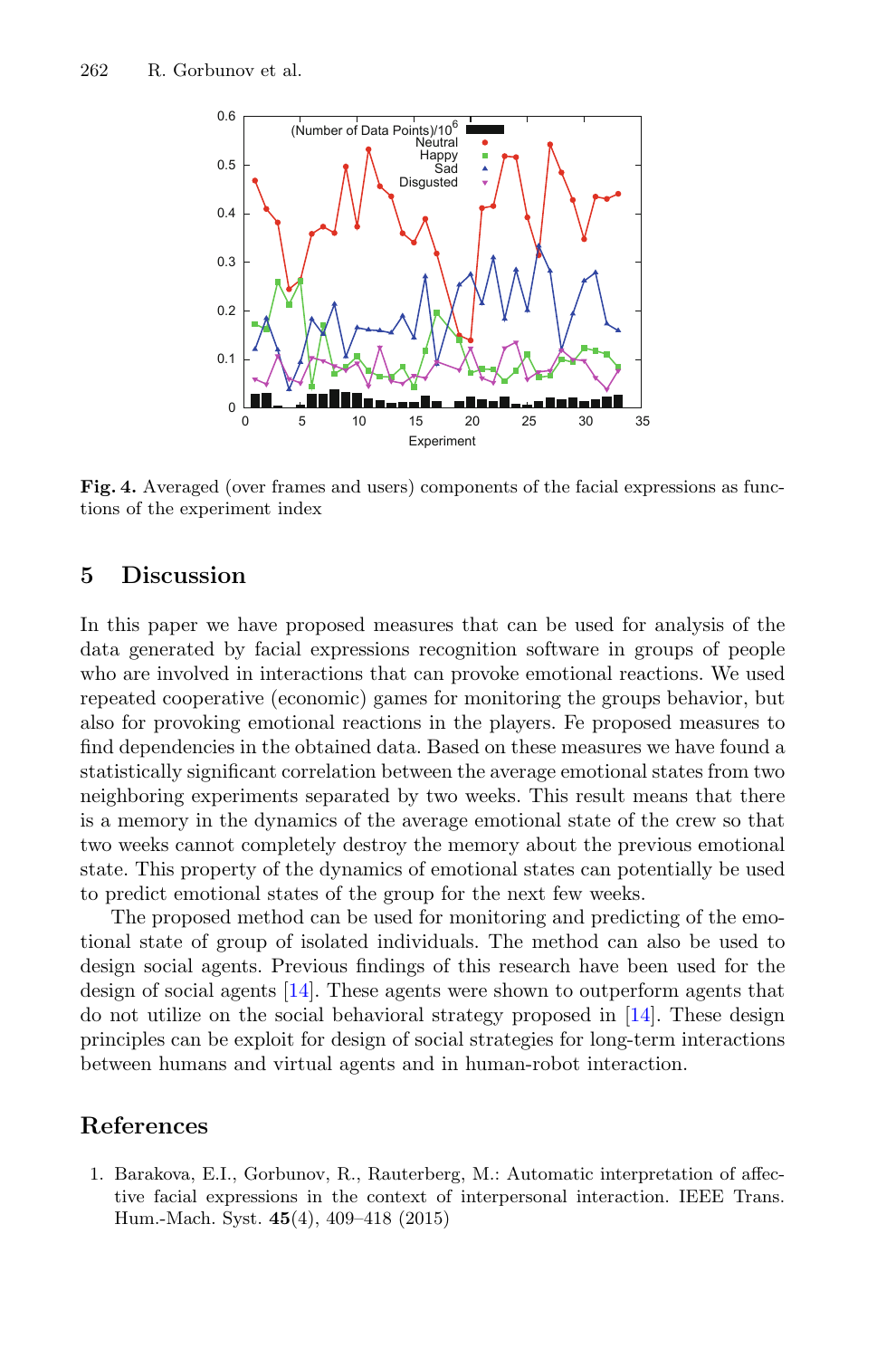**Fig. 4.** Averaged (over frames and users) components of the facial expressions as functions of the experiment index

## 5 Discussion

In this paper we have proposed measures that can be used for analysis of the data generated by facial expressions recognition software in groups of people who are involved in interactions that can provoke emotional reactions. We used repeated cooperative (economic) games for monitoring the groups behavior, but also for provoking emotional reactions in the players. Fe proposed measures to find dependencies in the obtained data. Based on these measures we have found a statistically significant correlation between the average emotional states from two neighboring experiments separated by two weeks. This result means that there is a memory in the dynamics of the average emotional state of the crew so that two weeks cannot completely destroy the memory about the previous emotional state. This property of the dynamics of emotional states can potentially be used to predict emotional states of the group for the next few weeks.

The proposed method can be used for monitoring and predicting of the emotional state of group of isolated individuals. The method can also be used to design social agents. Previous findings of this research have been used for the design of social agents [14]. These agents were shown to outperform agents that do not utilize on the social behavioral strategy proposed in [14]. These design principles can be exploit for design of social strategies for long-term interactions between humans and virtual agents and in human-robot interaction.

## References

1. Barakova, E.I., Gorbunov, R., Rauterberg, M.: Automatic interpretation of affective facial expressions in the context of interpersonal interaction. IEEE Trans. Hum.-Mach. Syst. **45**(4), 409–418 (2015)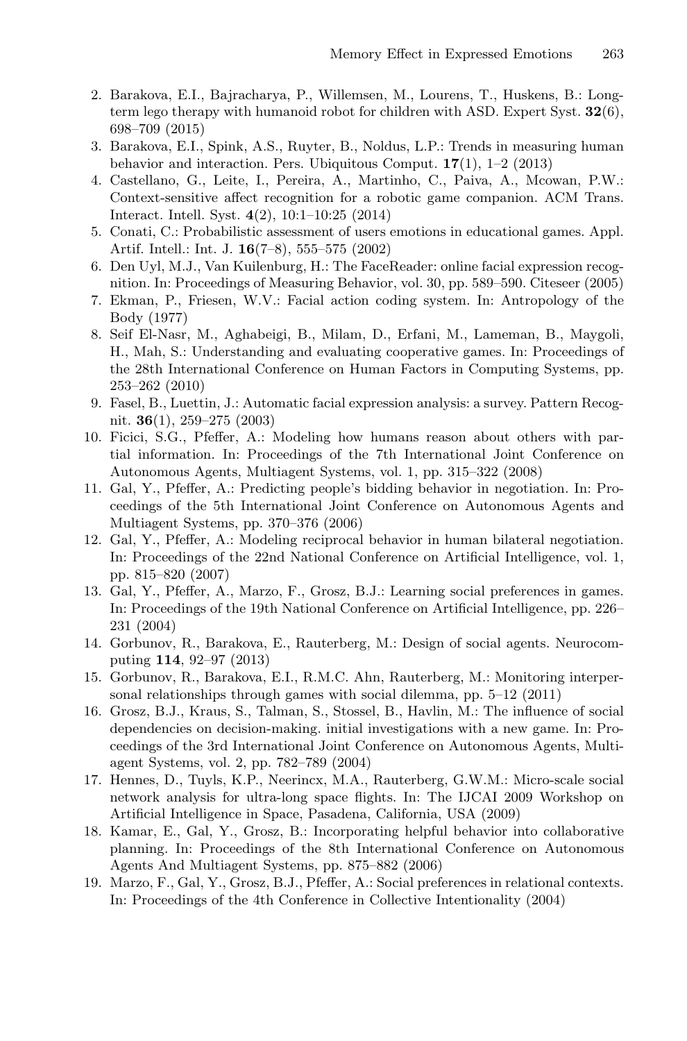2. Barakova, E.I., Bajracharya, P., Willemsen, M., Lourens, T., Huskens, B.: Long-term lego therapy with humanoid robot for children with ASD. Expert Syst. **32**(6), 698–709 (2015)
3. Barakova, E.I., Spink, A.S., Ruyter, B., Noldus, L.P.: Trends in measuring human behavior and interaction. Pers. Ubiquitous Comput. **17**(1), 1–2 (2013)
4. Castellano, G., Leite, I., Pereira, A., Martinho, C., Paiva, A., Mcowan, P.W.: Context-sensitive affect recognition for a robotic game companion. ACM Trans. Interact. Intell. Syst. **4**(2), 10:1–10:25 (2014)
5. Conati, C.: Probabilistic assessment of users emotions in educational games. Appl. Artif. Intell.: Int. J. **16**(7–8), 555–575 (2002)
6. Den Uyl, M.J., Van Kuilenburg, H.: The FaceReader: online facial expression recognition. In: Proceedings of Measuring Behavior, vol. 30, pp. 589–590. Citeseer (2005)
7. Ekman, P., Friesen, W.V.: Facial action coding system. In: Antropology of the Body (1977)
8. Seif El-Nasr, M., Aghabeigi, B., Milam, D., Erfani, M., Lameman, B., Maygoli, H., Mah, S.: Understanding and evaluating cooperative games. In: Proceedings of the 28th International Conference on Human Factors in Computing Systems, pp. 253–262 (2010)
9. Fasel, B., Luettin, J.: Automatic facial expression analysis: a survey. Pattern Recognit. **36**(1), 259–275 (2003)
10. Ficici, S.G., Pfeffer, A.: Modeling how humans reason about others with partial information. In: Proceedings of the 7th International Joint Conference on Autonomous Agents, Multiagent Systems, vol. 1, pp. 315–322 (2008)
11. Gal, Y., Pfeffer, A.: Predicting people's bidding behavior in negotiation. In: Proceedings of the 5th International Joint Conference on Autonomous Agents and Multiagent Systems, pp. 370–376 (2006)
12. Gal, Y., Pfeffer, A.: Modeling reciprocal behavior in human bilateral negotiation. In: Proceedings of the 22nd National Conference on Artificial Intelligence, vol. 1, pp. 815–820 (2007)
13. Gal, Y., Pfeffer, A., Marzo, F., Grosz, B.J.: Learning social preferences in games. In: Proceedings of the 19th National Conference on Artificial Intelligence, pp. 226–231 (2004)
14. Gorbunov, R., Barakova, E., Rauterberg, M.: Design of social agents. Neurocomputing **114**, 92–97 (2013)
15. Gorbunov, R., Barakova, E.I., R.M.C. Ahn, Rauterberg, M.: Monitoring interpersonal relationships through games with social dilemma, pp. 5–12 (2011)
16. Grosz, B.J., Kraus, S., Talman, S., Stossel, B., Havlin, M.: The influence of social dependencies on decision-making. initial investigations with a new game. In: Proceedings of the 3rd International Joint Conference on Autonomous Agents, Multiagent Systems, vol. 2, pp. 782–789 (2004)
17. Hennes, D., Tuyls, K.P., Neerincx, M.A., Rauterberg, G.W.M.: Micro-scale social network analysis for ultra-long space flights. In: The IJCAI 2009 Workshop on Artificial Intelligence in Space, Pasadena, California, USA (2009)
18. Kamar, E., Gal, Y., Grosz, B.: Incorporating helpful behavior into collaborative planning. In: Proceedings of the 8th International Conference on Autonomous Agents And Multiagent Systems, pp. 875–882 (2006)
19. Marzo, F., Gal, Y., Grosz, B.J., Pfeffer, A.: Social preferences in relational contexts. In: Proceedings of the 4th Conference in Collective Intentionality (2004)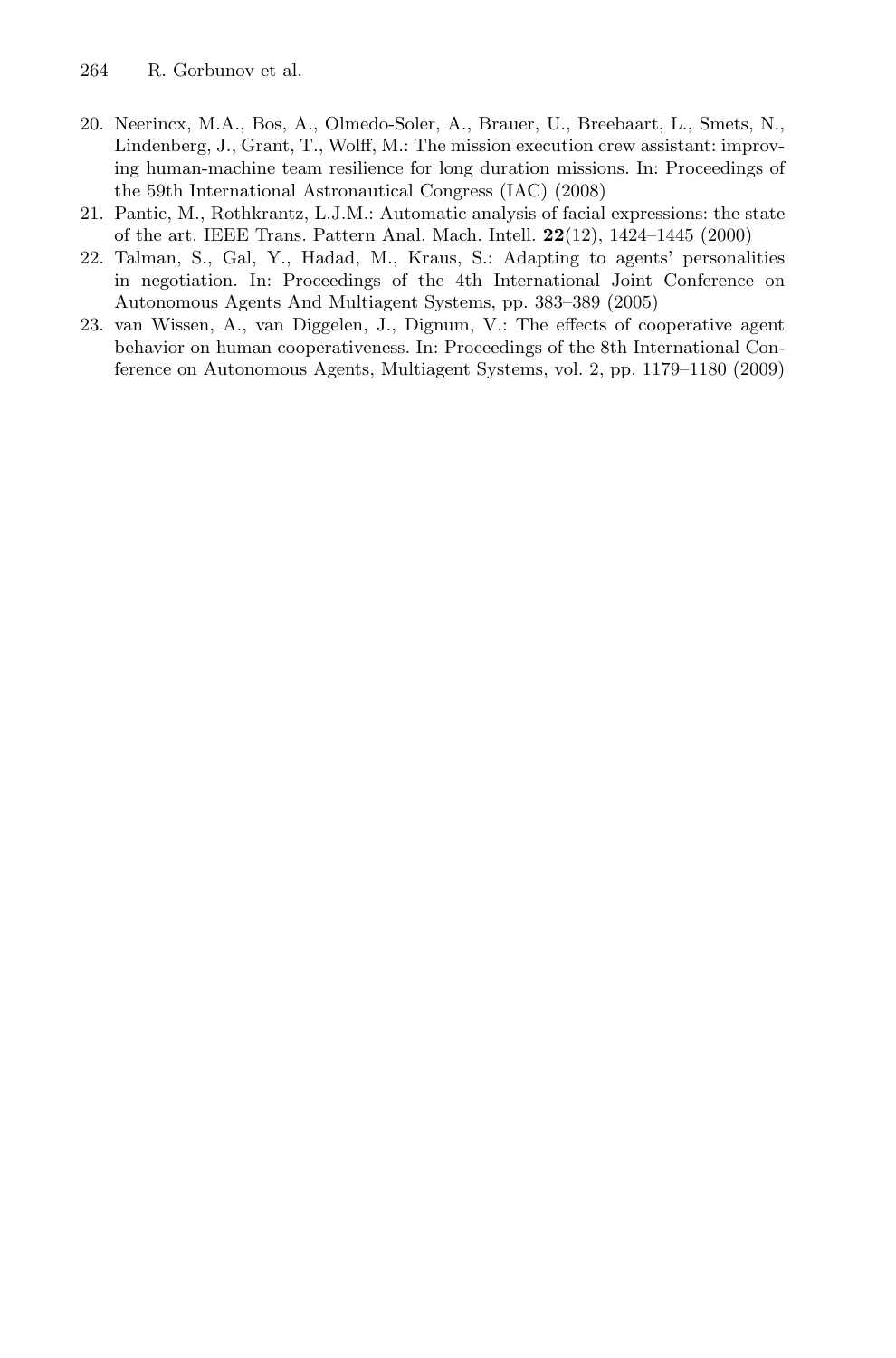20. Neerincx, M.A., Bos, A., Olmedo-Soler, A., Brauer, U., Breebaart, L., Smets, N., Lindenberg, J., Grant, T., Wolff, M.: The mission execution crew assistant: improving human-machine team resilience for long duration missions. In: Proceedings of the 59th International Astronautical Congress (IAC) (2008)
21. Pantic, M., Rothkrantz, L.J.M.: Automatic analysis of facial expressions: the state of the art. IEEE Trans. Pattern Anal. Mach. Intell. **22**(12), 1424–1445 (2000)
22. Talman, S., Gal, Y., Hadad, M., Kraus, S.: Adapting to agents' personalities in negotiation. In: Proceedings of the 4th International Joint Conference on Autonomous Agents And Multiagent Systems, pp. 383–389 (2005)
23. van Wissen, A., van Diggelen, J., Dignum, V.: The effects of cooperative agent behavior on human cooperativeness. In: Proceedings of the 8th International Conference on Autonomous Agents, Multiagent Systems, vol. 2, pp. 1179–1180 (2009)